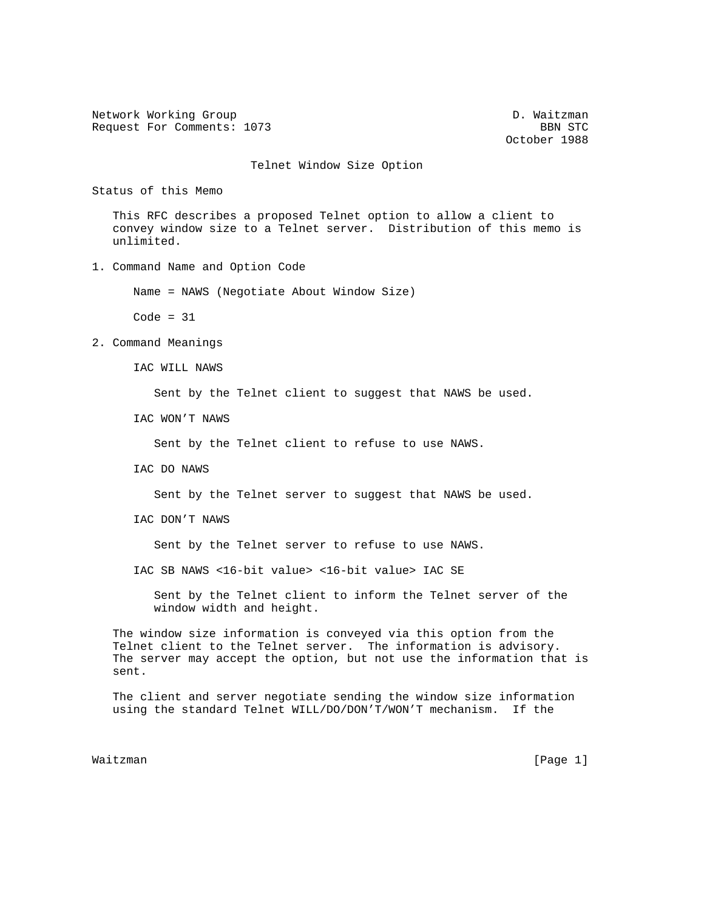Network Working Group                                          D. Waitzman
Request For Comments: 1073                                         BBN STC
                                                              October 1988

# Telnet Window Size Option

## Status of this Memo

This RFC describes a proposed Telnet option to allow a client to convey window size to a Telnet server. Distribution of this memo is unlimited.

## 1. Command Name and Option Code

Name = NAWS (Negotiate About Window Size)

Code = 31

## 2. Command Meanings

IAC WILL NAWS

Sent by the Telnet client to suggest that NAWS be used.

IAC WON'T NAWS

Sent by the Telnet client to refuse to use NAWS.

IAC DO NAWS

Sent by the Telnet server to suggest that NAWS be used.

IAC DON'T NAWS

Sent by the Telnet server to refuse to use NAWS.

IAC SB NAWS <16-bit value> <16-bit value> IAC SE

Sent by the Telnet client to inform the Telnet server of the window width and height.

The window size information is conveyed via this option from the Telnet client to the Telnet server. The information is advisory. The server may accept the option, but not use the information that is sent.

The client and server negotiate sending the window size information using the standard Telnet WILL/DO/DON'T/WON'T mechanism. If the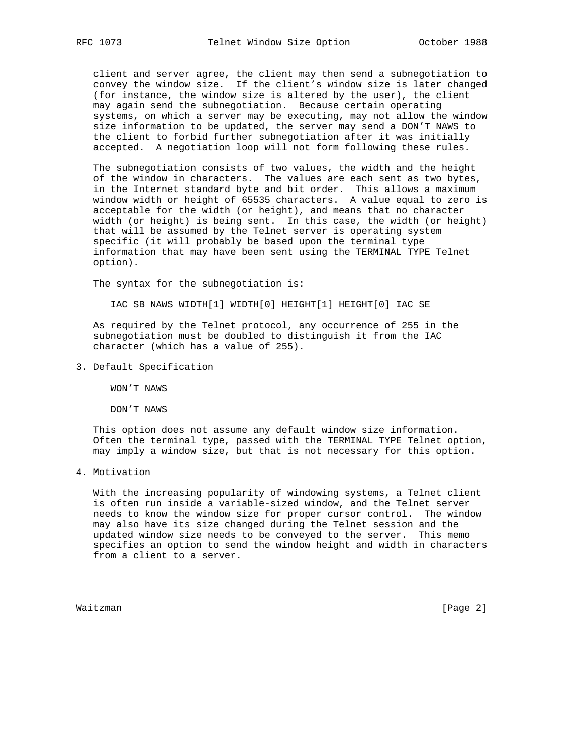client and server agree, the client may then send a subnegotiation to convey the window size. If the client's window size is later changed (for instance, the window size is altered by the user), the client may again send the subnegotiation. Because certain operating systems, on which a server may be executing, may not allow the window size information to be updated, the server may send a DON'T NAWS to the client to forbid further subnegotiation after it was initially accepted. A negotiation loop will not form following these rules.

The subnegotiation consists of two values, the width and the height of the window in characters. The values are each sent as two bytes, in the Internet standard byte and bit order. This allows a maximum window width or height of 65535 characters. A value equal to zero is acceptable for the width (or height), and means that no character width (or height) is being sent. In this case, the width (or height) that will be assumed by the Telnet server is operating system specific (it will probably be based upon the terminal type information that may have been sent using the TERMINAL TYPE Telnet option).

The syntax for the subnegotiation is:

```
IAC SB NAWS WIDTH[1] WIDTH[0] HEIGHT[1] HEIGHT[0] IAC SE
```

As required by the Telnet protocol, any occurrence of 255 in the subnegotiation must be doubled to distinguish it from the IAC character (which has a value of 255).

## 3. Default Specification

```
WON'T NAWS

DON'T NAWS
```

This option does not assume any default window size information. Often the terminal type, passed with the TERMINAL TYPE Telnet option, may imply a window size, but that is not necessary for this option.

## 4. Motivation

With the increasing popularity of windowing systems, a Telnet client is often run inside a variable-sized window, and the Telnet server needs to know the window size for proper cursor control. The window may also have its size changed during the Telnet session and the updated window size needs to be conveyed to the server. This memo specifies an option to send the window height and width in characters from a client to a server.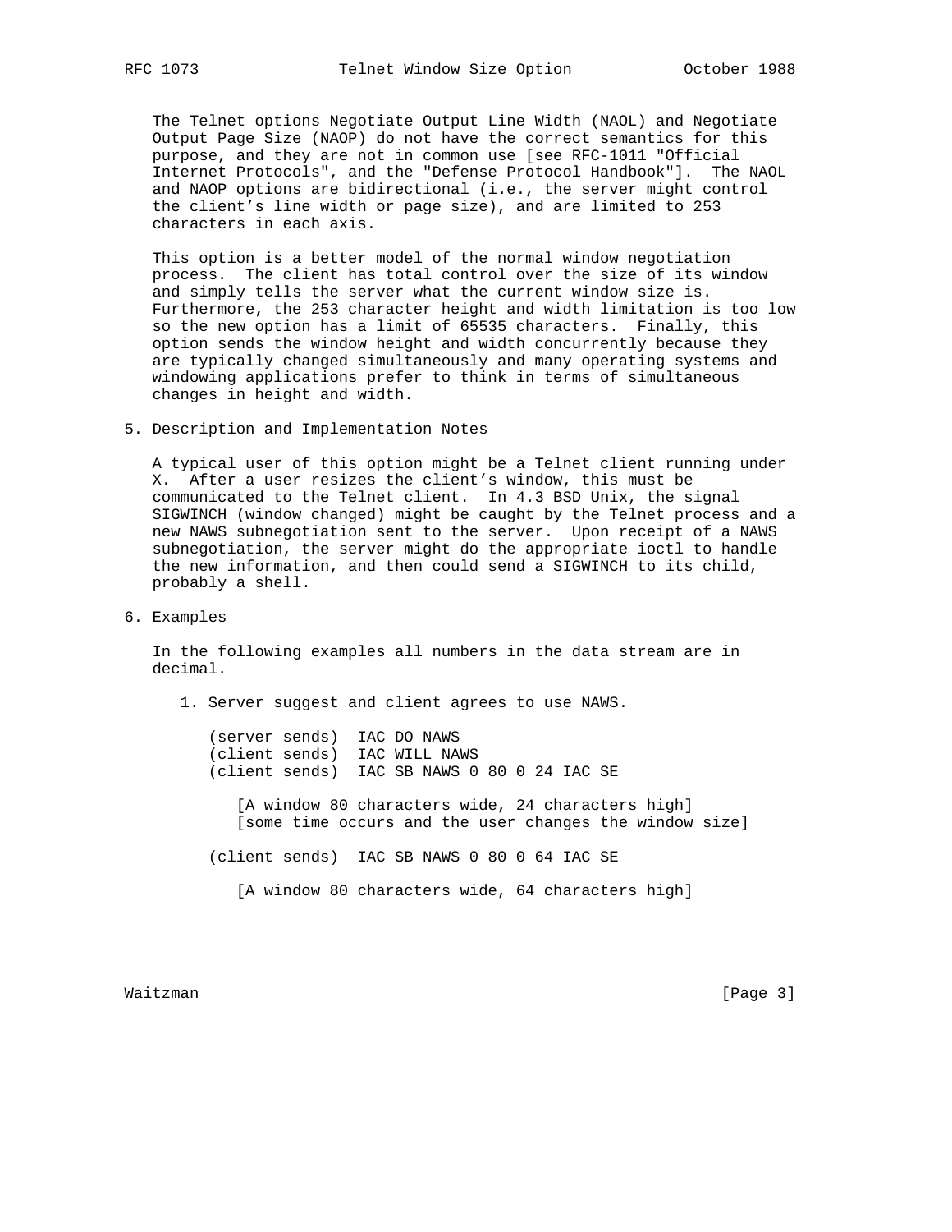The Telnet options Negotiate Output Line Width (NAOL) and Negotiate Output Page Size (NAOP) do not have the correct semantics for this purpose, and they are not in common use [see RFC-1011 "Official Internet Protocols", and the "Defense Protocol Handbook"]. The NAOL and NAOP options are bidirectional (i.e., the server might control the client's line width or page size), and are limited to 253 characters in each axis.

This option is a better model of the normal window negotiation process. The client has total control over the size of its window and simply tells the server what the current window size is. Furthermore, the 253 character height and width limitation is too low so the new option has a limit of 65535 characters. Finally, this option sends the window height and width concurrently because they are typically changed simultaneously and many operating systems and windowing applications prefer to think in terms of simultaneous changes in height and width.

## 5. Description and Implementation Notes

A typical user of this option might be a Telnet client running under X. After a user resizes the client's window, this must be communicated to the Telnet client. In 4.3 BSD Unix, the signal SIGWINCH (window changed) might be caught by the Telnet process and a new NAWS subnegotiation sent to the server. Upon receipt of a NAWS subnegotiation, the server might do the appropriate ioctl to handle the new information, and then could send a SIGWINCH to its child, probably a shell.

## 6. Examples

In the following examples all numbers in the data stream are in decimal.

1. Server suggest and client agrees to use NAWS.

```
(server sends)  IAC DO NAWS
(client sends)  IAC WILL NAWS
(client sends)  IAC SB NAWS 0 80 0 24 IAC SE

   [A window 80 characters wide, 24 characters high]
   [some time occurs and the user changes the window size]

(client sends)  IAC SB NAWS 0 80 0 64 IAC SE

   [A window 80 characters wide, 64 characters high]
```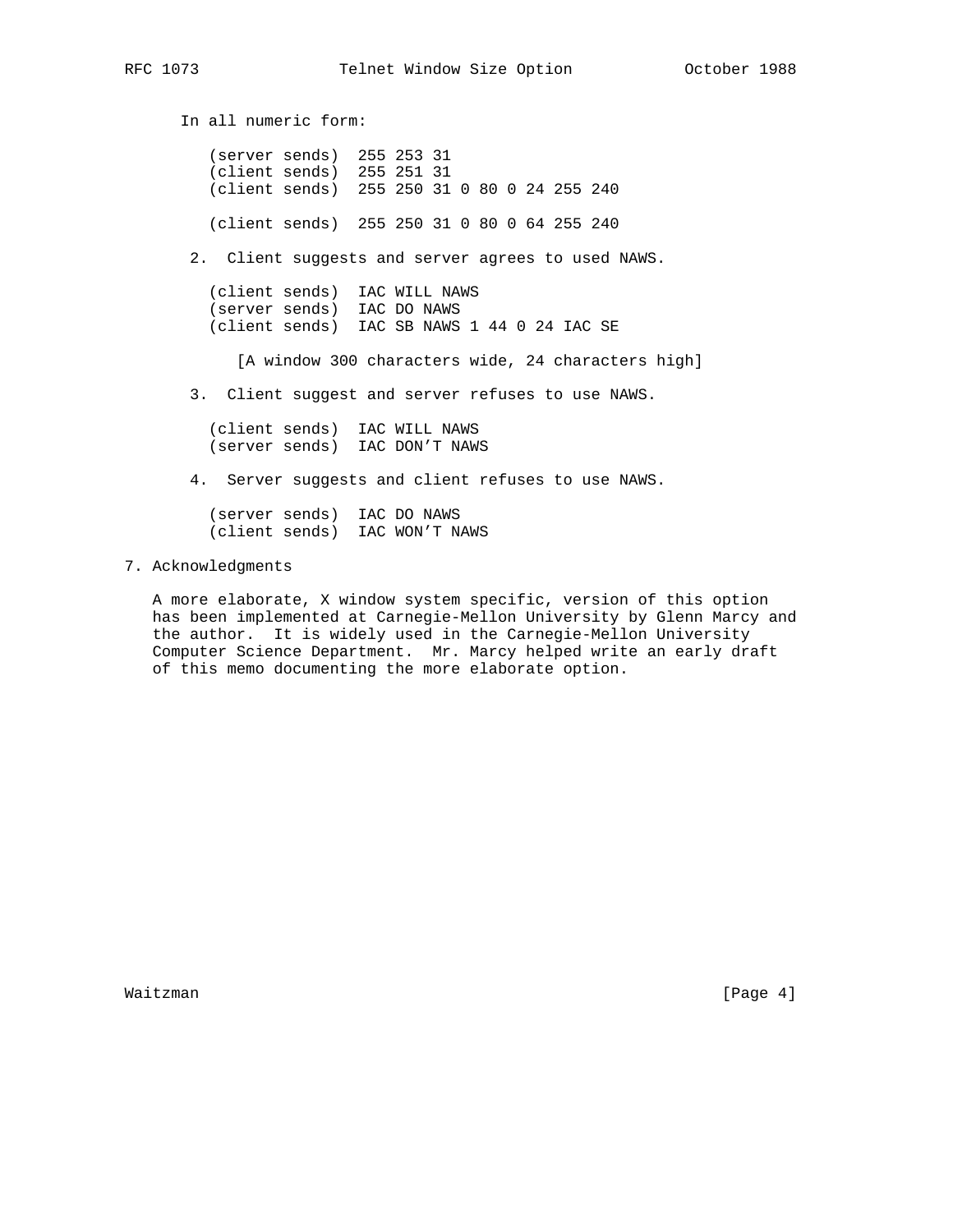In all numeric form:

```
(server sends)  255 253 31
(client sends)  255 251 31
(client sends)  255 250 31 0 80 0 24 255 240

(client sends)  255 250 31 0 80 0 64 255 240
```

2. Client suggests and server agrees to used NAWS.

```
(client sends)  IAC WILL NAWS
(server sends)  IAC DO NAWS
(client sends)  IAC SB NAWS 1 44 0 24 IAC SE

   [A window 300 characters wide, 24 characters high]
```

3. Client suggest and server refuses to use NAWS.

```
(client sends)  IAC WILL NAWS
(server sends)  IAC DON'T NAWS
```

4. Server suggests and client refuses to use NAWS.

```
(server sends)  IAC DO NAWS
(client sends)  IAC WON'T NAWS
```

## 7. Acknowledgments

A more elaborate, X window system specific, version of this option has been implemented at Carnegie-Mellon University by Glenn Marcy and the author. It is widely used in the Carnegie-Mellon University Computer Science Department. Mr. Marcy helped write an early draft of this memo documenting the more elaborate option.